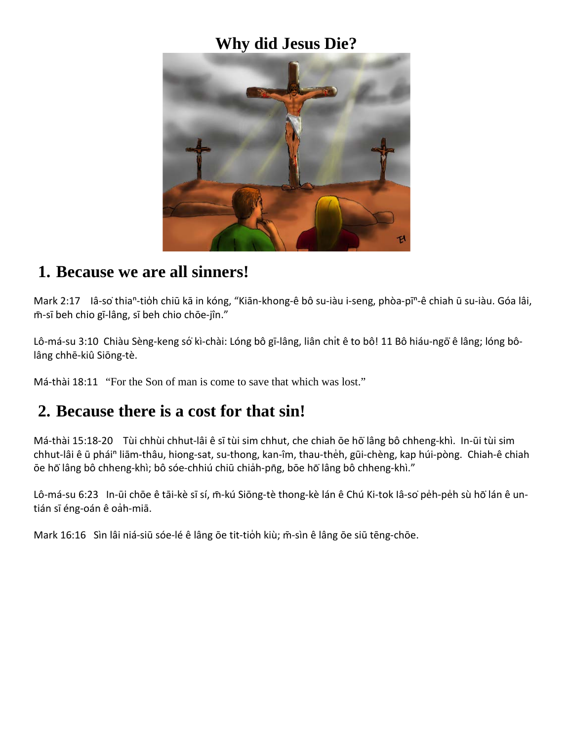# Why did Jesus Die?

## 1. Because we are all sinners!

Mark 2:17 Iâ-so͘ thiaⁿ-tio̍h chiū kā in kóng, "Kiān-khong-ê bô su-iàu i-seng, phòa-pīⁿ-ê chiah ū su-iàu. Góa lâi, m̄-sī beh chio gī-lâng, sī beh chio chōe-jîn."

Lô-má-su 3:10 Chiàu Sèng-keng só͘ kì-chài: Lóng bô gī-lâng, liân chi̍t ê to bô! 11 Bô hiáu-ngō͘ ê lâng; lóng bô-lâng chhē-kiû Siōng-tè.

Má-thài 18:11 "For the Son of man is come to save that which was lost."

## 2. Because there is a cost for that sin!

Má-thài 15:18-20 Tùi chhùi chhut-lâi ê sī tùi sim chhut, che chiah ōe hō͘ lâng bô chheng-khì. In-ūi tùi sim chhut-lâi ê ū pháiⁿ liām-thâu, hiong-sat, su-thong, kan-îm, thau-the̍h, gūi-chèng, kap húi-pòng. Chiah-ê chiah ōe hō͘ lâng bô chheng-khì; bô sóe-chhiú chiū chia̍h-pn̄g, bōe hō͘ lâng bô chheng-khì."

Lô-má-su 6:23 In-ūi chōe ê tāi-kè sī sí, m̄-kú Siōng-tè thong-kè lán ê Chú Ki-tok Iâ-so͘ pe̍h-pe̍h sù hō͘ lán ê un-tián sī éng-oán ê oa̍h-miā.

Mark 16:16 Sìn lâi niá-siū sóe-lé ê lâng ōe tit-tio̍h kiù; m̄-sìn ê lâng ōe siū tēng-chōe.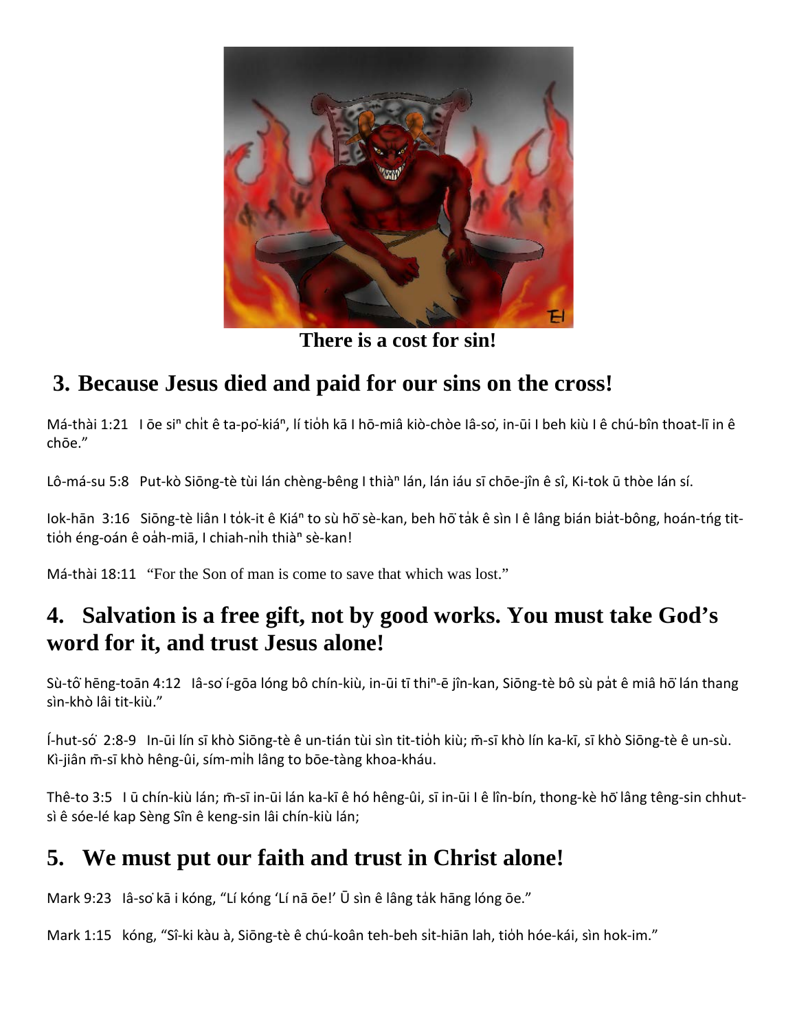**There is a cost for sin!**

## 3. Because Jesus died and paid for our sins on the cross!

Má-thài 1:21   I ōe si$^{n}$ chi̍t ê ta-po͘-kiá$^{n}$, lí tio̍h kā I hō-miâ kiò-chòe Iâ-so͘, in-ūi I beh kiù I ê chú-bîn thoat-lī in ê chōe."

Lô-má-su 5:8   Put-kò Siōng-tè tùi lán chèng-bêng I thià$^{n}$ lán, lán iáu sī chōe-jîn ê sî, Ki-tok ū thòe lán sí.

Iok-hān 3:16   Siōng-tè liân I to̍k-it ê Kiá$^{n}$ to sù hō͘ sè-kan, beh hō͘ ta̍k ê sìn I ê lâng bián bia̍t-bông, hoán-tn̍g tit-tio̍h éng-oán ê oa̍h-miā, I chiah-ni̍h thià$^{n}$ sè-kan!

Má-thài 18:11   "For the Son of man is come to save that which was lost."

## 4. Salvation is a free gift, not by good works. You must take God's word for it, and trust Jesus alone!

Sù-tô͘ hēng-toān 4:12   Iâ-so͘ í-gōa lóng bô chín-kiù, in-ūi tī thi$^{n}$-ē jîn-kan, Siōng-tè bô sù pa̍t ê miâ hō͘ lán thang sìn-khò lâi tit-kiù."

Í-hut-só͘ 2:8-9   In-ūi lín sī khò Siōng-tè ê un-tián tùi sìn tit-tio̍h kiù; m̄-sī khò lín ka-kī, sī khò Siōng-tè ê un-sù. Kì-jiân m̄-sī khò hēng-ûi, sím-mi̍h lâng to bōe-tàng khoa-kháu.

Thê-to 3:5   I ū chín-kiù lán; m̄-sī in-ūi lán ka-kī ê hó hēng-ûi, sī in-ūi I ê lîn-bín, thong-kè hō͘ lâng têng-sin chhut-sì ê sóe-lé kap Sèng Sîn ê keng-sin lâi chín-kiù lán;

## 5. We must put our faith and trust in Christ alone!

Mark 9:23   Iâ-so͘ kā i kóng, "Lí kóng 'Lí nā ōe!' Ū sìn ê lâng ta̍k hāng lóng ōe."

Mark 1:15   kóng, "Sî-ki kàu à, Siōng-tè ê chú-koân teh-beh si̍t-hiān lah, tio̍h hóe-kái, sìn hok-im."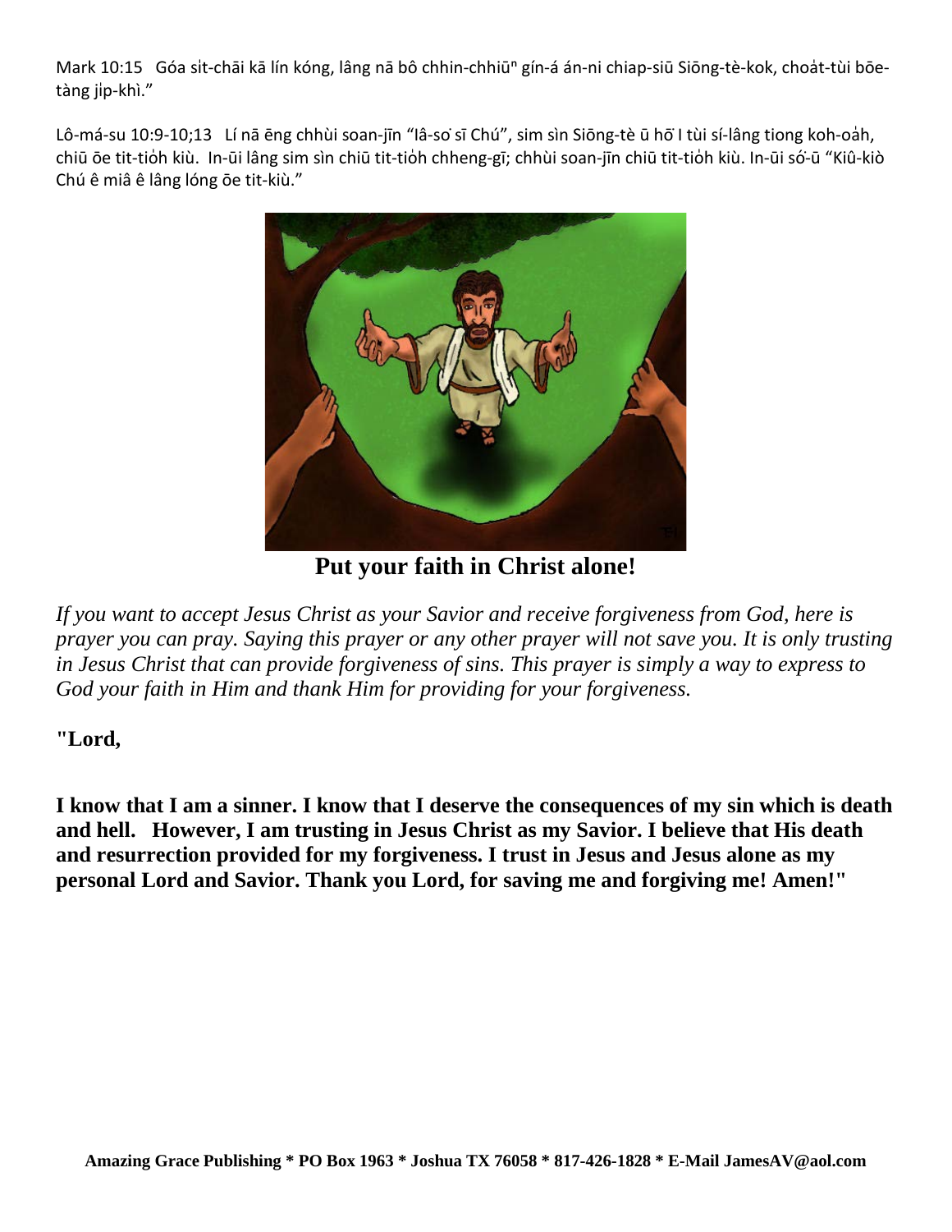Mark 10:15 Góa si̍t-chāi kā lín kóng, lâng nā bô chhin-chhiūⁿ gín-á án-ni chiap-siū Siōng-tè-kok, choa̍t-tùi bōe-tàng jip-khì."

Lô-má-su 10:9-10;13 Lí nā ēng chhùi soan-jīn "Iâ-so͘ sī Chú", sim sìn Siōng-tè ū hō͘ I tùi sí-lâng tiong koh-oa̍h, chiū ōe tit-tio̍h kiù. In-ūi lâng sim sìn chiū tit-tio̍h chheng-gī; chhùi soan-jīn chiū tit-tio̍h kiù. In-ūi só͘-ū "Kiû-kiò Chú ê miâ ê lâng lóng ōe tit-kiù."

**Put your faith in Christ alone!**

*If you want to accept Jesus Christ as your Savior and receive forgiveness from God, here is prayer you can pray. Saying this prayer or any other prayer will not save you. It is only trusting in Jesus Christ that can provide forgiveness of sins. This prayer is simply a way to express to God your faith in Him and thank Him for providing for your forgiveness.*

**"Lord,**

**I know that I am a sinner. I know that I deserve the consequences of my sin which is death and hell. However, I am trusting in Jesus Christ as my Savior. I believe that His death and resurrection provided for my forgiveness. I trust in Jesus and Jesus alone as my personal Lord and Savior. Thank you Lord, for saving me and forgiving me! Amen!"**

**Amazing Grace Publishing * PO Box 1963 * Joshua TX 76058 * 817-426-1828 * E-Mail JamesAV@aol.com**